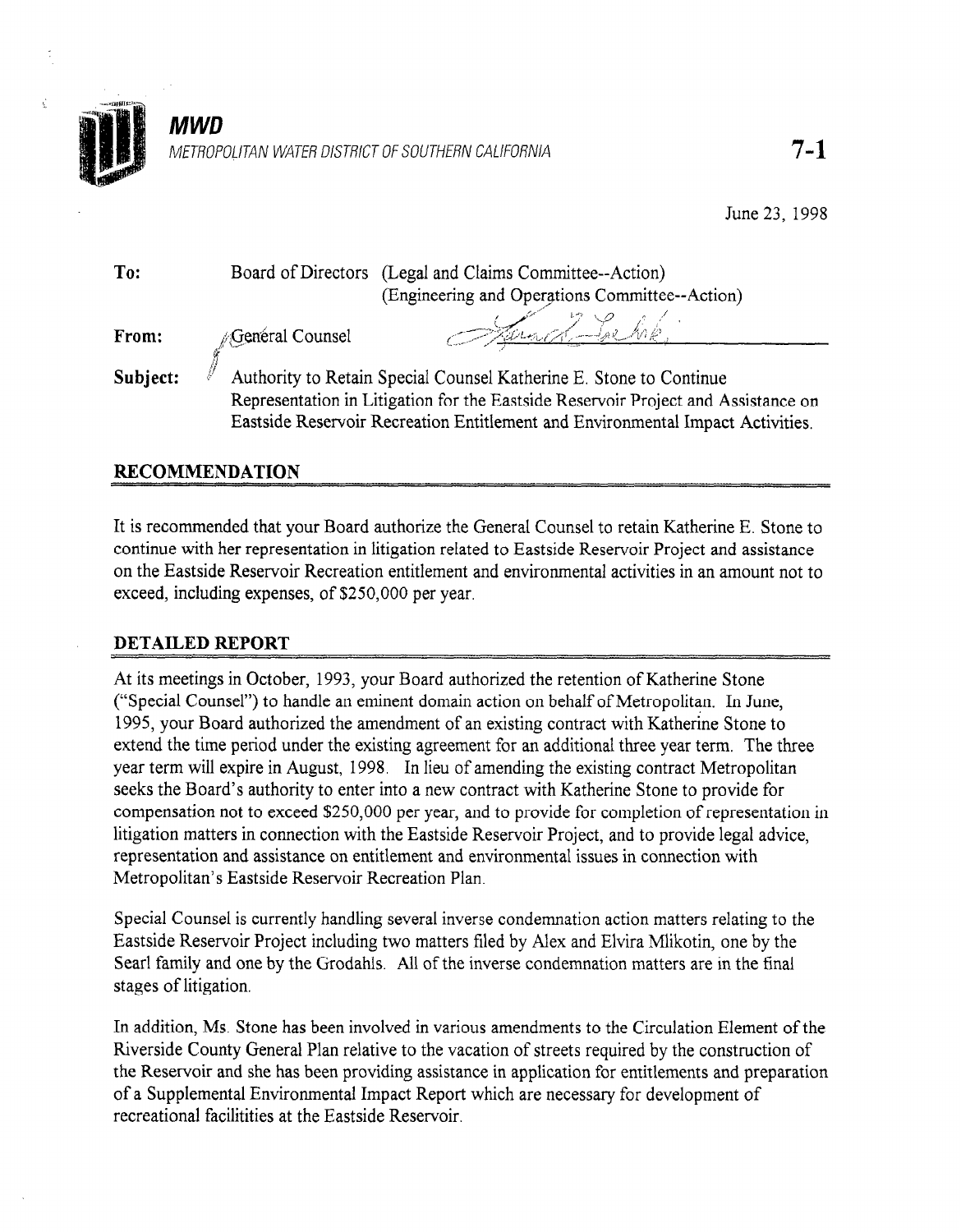**MWD**

*METROPOLITAN WATER DISTRICT OF SOUTHERN CALIFORNIA*

**7-1**

June 23, 1998

**To:** Board of Directors (Legal and Claims Committee--Action)
(Engineering and Operations Committee--Action)

**From:** General Counsel

**Subject:** Authority to Retain Special Counsel Katherine E. Stone to Continue Representation in Litigation for the Eastside Reservoir Project and Assistance on Eastside Reservoir Recreation Entitlement and Environmental Impact Activities.

## RECOMMENDATION

It is recommended that your Board authorize the General Counsel to retain Katherine E. Stone to continue with her representation in litigation related to Eastside Reservoir Project and assistance on the Eastside Reservoir Recreation entitlement and environmental activities in an amount not to exceed, including expenses, of $250,000 per year.

## DETAILED REPORT

At its meetings in October, 1993, your Board authorized the retention of Katherine Stone ("Special Counsel") to handle an eminent domain action on behalf of Metropolitan. In June, 1995, your Board authorized the amendment of an existing contract with Katherine Stone to extend the time period under the existing agreement for an additional three year term. The three year term will expire in August, 1998. In lieu of amending the existing contract Metropolitan seeks the Board's authority to enter into a new contract with Katherine Stone to provide for compensation not to exceed $250,000 per year, and to provide for completion of representation in litigation matters in connection with the Eastside Reservoir Project, and to provide legal advice, representation and assistance on entitlement and environmental issues in connection with Metropolitan's Eastside Reservoir Recreation Plan.

Special Counsel is currently handling several inverse condemnation action matters relating to the Eastside Reservoir Project including two matters filed by Alex and Elvira Mlikotin, one by the Searl family and one by the Grodahls. All of the inverse condemnation matters are in the final stages of litigation.

In addition, Ms. Stone has been involved in various amendments to the Circulation Element of the Riverside County General Plan relative to the vacation of streets required by the construction of the Reservoir and she has been providing assistance in application for entitlements and preparation of a Supplemental Environmental Impact Report which are necessary for development of recreational facilitities at the Eastside Reservoir.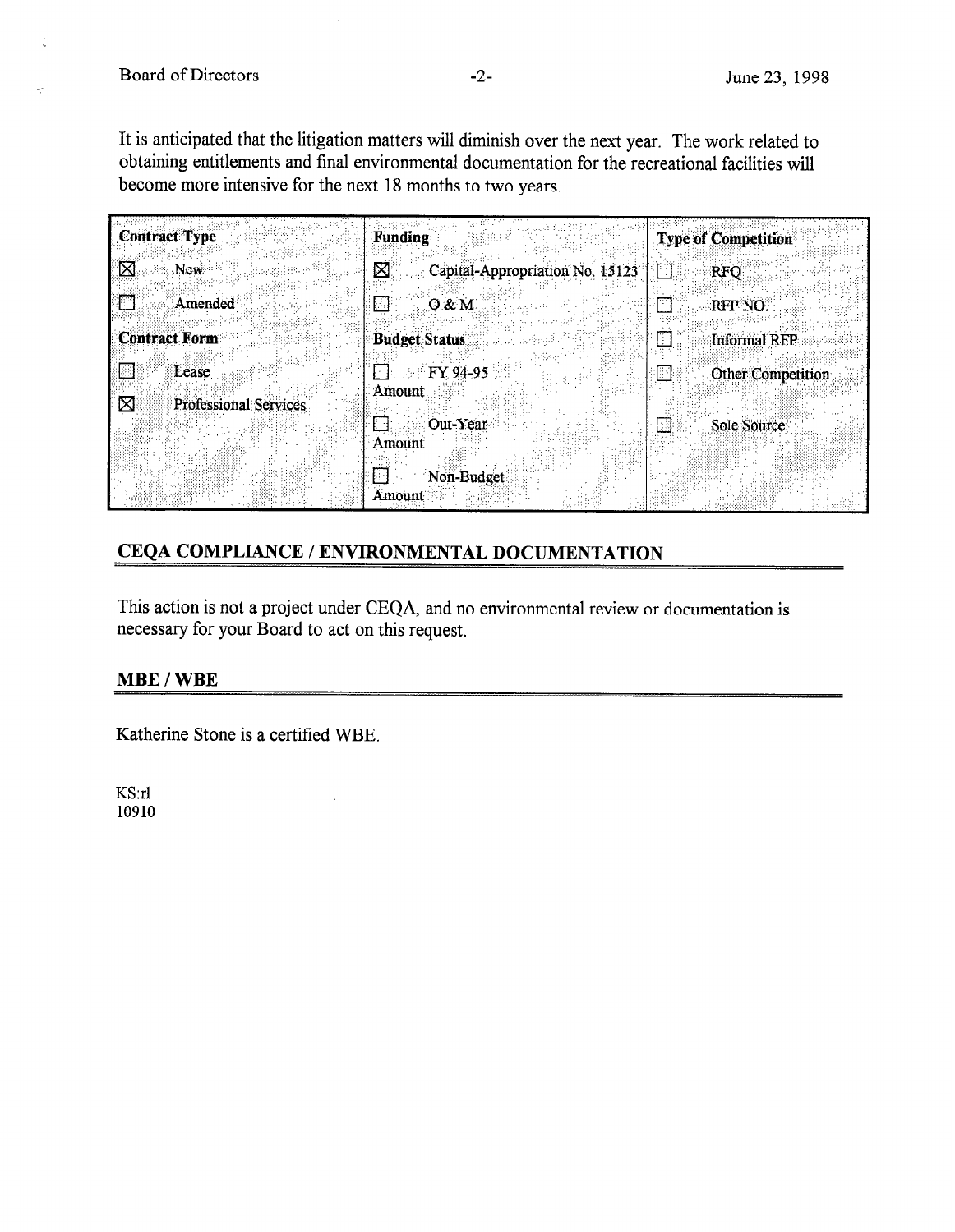It is anticipated that the litigation matters will diminish over the next year. The work related to obtaining entitlements and final environmental documentation for the recreational facilities will become more intensive for the next 18 months to two years.

| Contract Type | Funding | Type of Competition |
|---|---|---|
| ☒ New | ☒ Capital-Appropriation No. 15123 | ☐ RFQ |
| ☐ Amended | ☐ O & M | ☐ RFP NO. |
| **Contract Form** | **Budget Status** | ☐ Informal RFP |
| ☐ Lease | ☐ FY 94-95 Amount | ☐ Other Competition |
| ☒ Professional Services | ☐ Out-Year Amount | ☐ Sole Source |
| | ☐ Non-Budget Amount | |

## CEQA COMPLIANCE / ENVIRONMENTAL DOCUMENTATION

This action is not a project under CEQA, and no environmental review or documentation is necessary for your Board to act on this request.

## MBE / WBE

Katherine Stone is a certified WBE.

KS:rl
10910